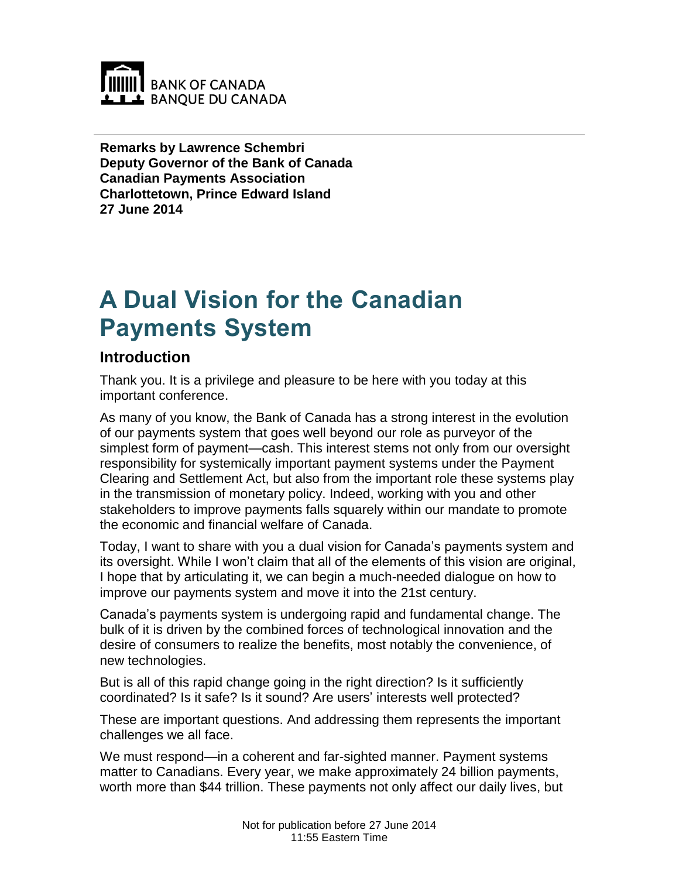**Remarks by Lawrence Schembri**
**Deputy Governor of the Bank of Canada**
**Canadian Payments Association**
**Charlottetown, Prince Edward Island**
**27 June 2014**

# A Dual Vision for the Canadian Payments System

## Introduction

Thank you. It is a privilege and pleasure to be here with you today at this important conference.

As many of you know, the Bank of Canada has a strong interest in the evolution of our payments system that goes well beyond our role as purveyor of the simplest form of payment—cash. This interest stems not only from our oversight responsibility for systemically important payment systems under the Payment Clearing and Settlement Act, but also from the important role these systems play in the transmission of monetary policy. Indeed, working with you and other stakeholders to improve payments falls squarely within our mandate to promote the economic and financial welfare of Canada.

Today, I want to share with you a dual vision for Canada's payments system and its oversight. While I won't claim that all of the elements of this vision are original, I hope that by articulating it, we can begin a much-needed dialogue on how to improve our payments system and move it into the 21st century.

Canada's payments system is undergoing rapid and fundamental change. The bulk of it is driven by the combined forces of technological innovation and the desire of consumers to realize the benefits, most notably the convenience, of new technologies.

But is all of this rapid change going in the right direction? Is it sufficiently coordinated? Is it safe? Is it sound? Are users' interests well protected?

These are important questions. And addressing them represents the important challenges we all face.

We must respond—in a coherent and far-sighted manner. Payment systems matter to Canadians. Every year, we make approximately 24 billion payments, worth more than $44 trillion. These payments not only affect our daily lives, but

Not for publication before 27 June 2014
11:55 Eastern Time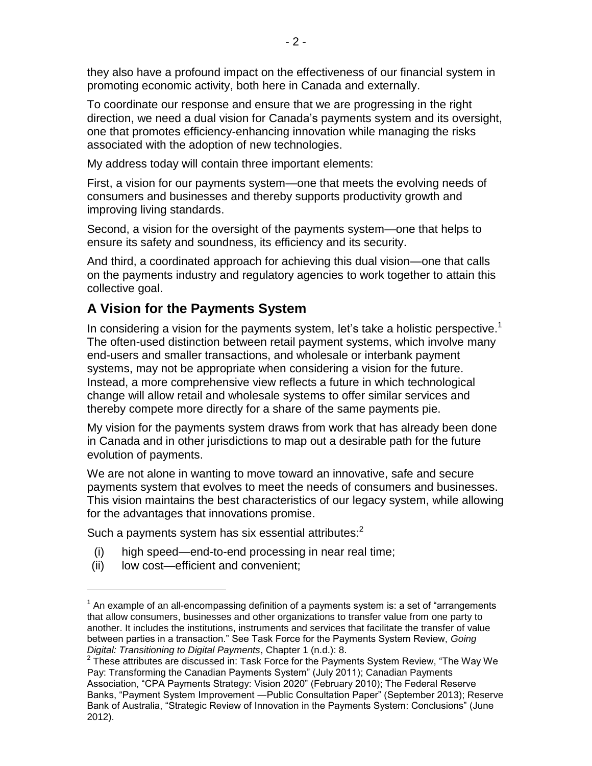they also have a profound impact on the effectiveness of our financial system in promoting economic activity, both here in Canada and externally.

To coordinate our response and ensure that we are progressing in the right direction, we need a dual vision for Canada's payments system and its oversight, one that promotes efficiency-enhancing innovation while managing the risks associated with the adoption of new technologies.

My address today will contain three important elements:

First, a vision for our payments system—one that meets the evolving needs of consumers and businesses and thereby supports productivity growth and improving living standards.

Second, a vision for the oversight of the payments system—one that helps to ensure its safety and soundness, its efficiency and its security.

And third, a coordinated approach for achieving this dual vision—one that calls on the payments industry and regulatory agencies to work together to attain this collective goal.

## A Vision for the Payments System

In considering a vision for the payments system, let's take a holistic perspective.[1] The often-used distinction between retail payment systems, which involve many end-users and smaller transactions, and wholesale or interbank payment systems, may not be appropriate when considering a vision for the future. Instead, a more comprehensive view reflects a future in which technological change will allow retail and wholesale systems to offer similar services and thereby compete more directly for a share of the same payments pie.

My vision for the payments system draws from work that has already been done in Canada and in other jurisdictions to map out a desirable path for the future evolution of payments.

We are not alone in wanting to move toward an innovative, safe and secure payments system that evolves to meet the needs of consumers and businesses. This vision maintains the best characteristics of our legacy system, while allowing for the advantages that innovations promise.

Such a payments system has six essential attributes:[2]

(i) high speed—end-to-end processing in near real time;
(ii) low cost—efficient and convenient;

---

[1] An example of an all-encompassing definition of a payments system is: a set of "arrangements that allow consumers, businesses and other organizations to transfer value from one party to another. It includes the institutions, instruments and services that facilitate the transfer of value between parties in a transaction." See Task Force for the Payments System Review, *Going Digital: Transitioning to Digital Payments*, Chapter 1 (n.d.): 8.

[2] These attributes are discussed in: Task Force for the Payments System Review, "The Way We Pay: Transforming the Canadian Payments System" (July 2011); Canadian Payments Association, "CPA Payments Strategy: Vision 2020" (February 2010); The Federal Reserve Banks, "Payment System Improvement —Public Consultation Paper" (September 2013); Reserve Bank of Australia, "Strategic Review of Innovation in the Payments System: Conclusions" (June 2012).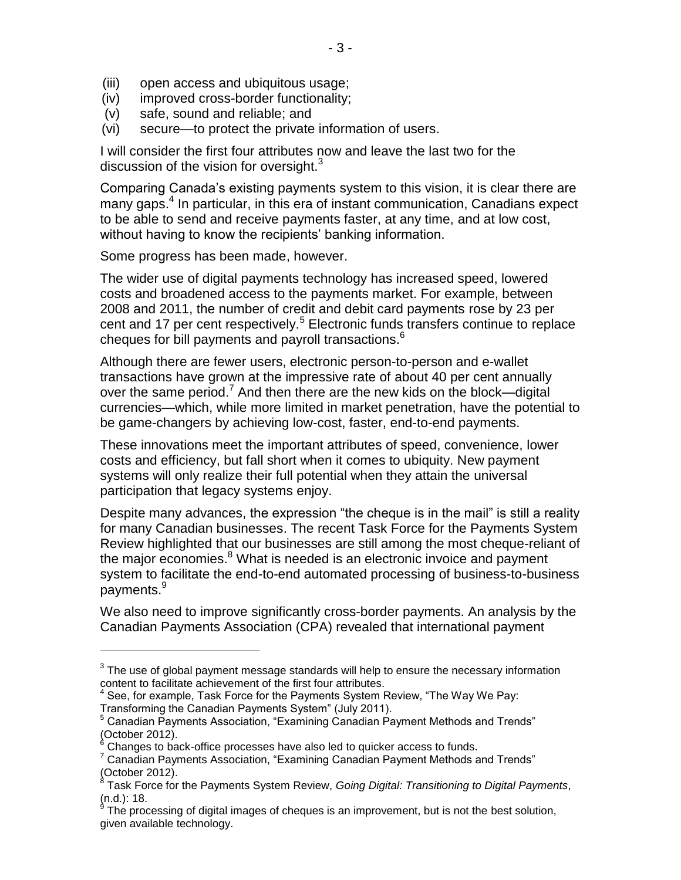(iii) open access and ubiquitous usage;
(iv) improved cross-border functionality;
(v) safe, sound and reliable; and
(vi) secure—to protect the private information of users.

I will consider the first four attributes now and leave the last two for the discussion of the vision for oversight.[3]

Comparing Canada's existing payments system to this vision, it is clear there are many gaps.[4] In particular, in this era of instant communication, Canadians expect to be able to send and receive payments faster, at any time, and at low cost, without having to know the recipients' banking information.

Some progress has been made, however.

The wider use of digital payments technology has increased speed, lowered costs and broadened access to the payments market. For example, between 2008 and 2011, the number of credit and debit card payments rose by 23 per cent and 17 per cent respectively.[5] Electronic funds transfers continue to replace cheques for bill payments and payroll transactions.[6]

Although there are fewer users, electronic person-to-person and e-wallet transactions have grown at the impressive rate of about 40 per cent annually over the same period.[7] And then there are the new kids on the block—digital currencies—which, while more limited in market penetration, have the potential to be game-changers by achieving low-cost, faster, end-to-end payments.

These innovations meet the important attributes of speed, convenience, lower costs and efficiency, but fall short when it comes to ubiquity. New payment systems will only realize their full potential when they attain the universal participation that legacy systems enjoy.

Despite many advances, the expression "the cheque is in the mail" is still a reality for many Canadian businesses. The recent Task Force for the Payments System Review highlighted that our businesses are still among the most cheque-reliant of the major economies.[8] What is needed is an electronic invoice and payment system to facilitate the end-to-end automated processing of business-to-business payments.[9]

We also need to improve significantly cross-border payments. An analysis by the Canadian Payments Association (CPA) revealed that international payment

---

[3] The use of global payment message standards will help to ensure the necessary information content to facilitate achievement of the first four attributes.

[4] See, for example, Task Force for the Payments System Review, "The Way We Pay: Transforming the Canadian Payments System" (July 2011).

[5] Canadian Payments Association, "Examining Canadian Payment Methods and Trends" (October 2012).

[6] Changes to back-office processes have also led to quicker access to funds.

[7] Canadian Payments Association, "Examining Canadian Payment Methods and Trends" (October 2012).

[8] Task Force for the Payments System Review, *Going Digital: Transitioning to Digital Payments*, (n.d.): 18.

[9] The processing of digital images of cheques is an improvement, but is not the best solution, given available technology.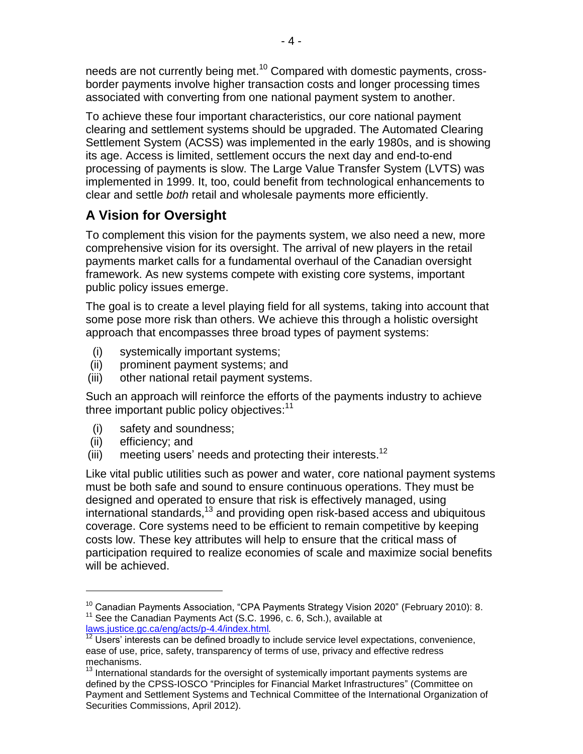needs are not currently being met.[10] Compared with domestic payments, cross-border payments involve higher transaction costs and longer processing times associated with converting from one national payment system to another.

To achieve these four important characteristics, our core national payment clearing and settlement systems should be upgraded. The Automated Clearing Settlement System (ACSS) was implemented in the early 1980s, and is showing its age. Access is limited, settlement occurs the next day and end-to-end processing of payments is slow. The Large Value Transfer System (LVTS) was implemented in 1999. It, too, could benefit from technological enhancements to clear and settle *both* retail and wholesale payments more efficiently.

## A Vision for Oversight

To complement this vision for the payments system, we also need a new, more comprehensive vision for its oversight. The arrival of new players in the retail payments market calls for a fundamental overhaul of the Canadian oversight framework. As new systems compete with existing core systems, important public policy issues emerge.

The goal is to create a level playing field for all systems, taking into account that some pose more risk than others. We achieve this through a holistic oversight approach that encompasses three broad types of payment systems:

(i) systemically important systems;
(ii) prominent payment systems; and
(iii) other national retail payment systems.

Such an approach will reinforce the efforts of the payments industry to achieve three important public policy objectives:[11]

(i) safety and soundness;
(ii) efficiency; and
(iii) meeting users' needs and protecting their interests.[12]

Like vital public utilities such as power and water, core national payment systems must be both safe and sound to ensure continuous operations. They must be designed and operated to ensure that risk is effectively managed, using international standards,[13] and providing open risk-based access and ubiquitous coverage. Core systems need to be efficient to remain competitive by keeping costs low. These key attributes will help to ensure that the critical mass of participation required to realize economies of scale and maximize social benefits will be achieved.

---

[10] Canadian Payments Association, "CPA Payments Strategy Vision 2020" (February 2010): 8.

[11] See the Canadian Payments Act (S.C. 1996, c. 6, Sch.), available at laws.justice.gc.ca/eng/acts/p-4.4/index.html.

[12] Users' interests can be defined broadly to include service level expectations, convenience, ease of use, price, safety, transparency of terms of use, privacy and effective redress mechanisms.

[13] International standards for the oversight of systemically important payments systems are defined by the CPSS-IOSCO "Principles for Financial Market Infrastructures" (Committee on Payment and Settlement Systems and Technical Committee of the International Organization of Securities Commissions, April 2012).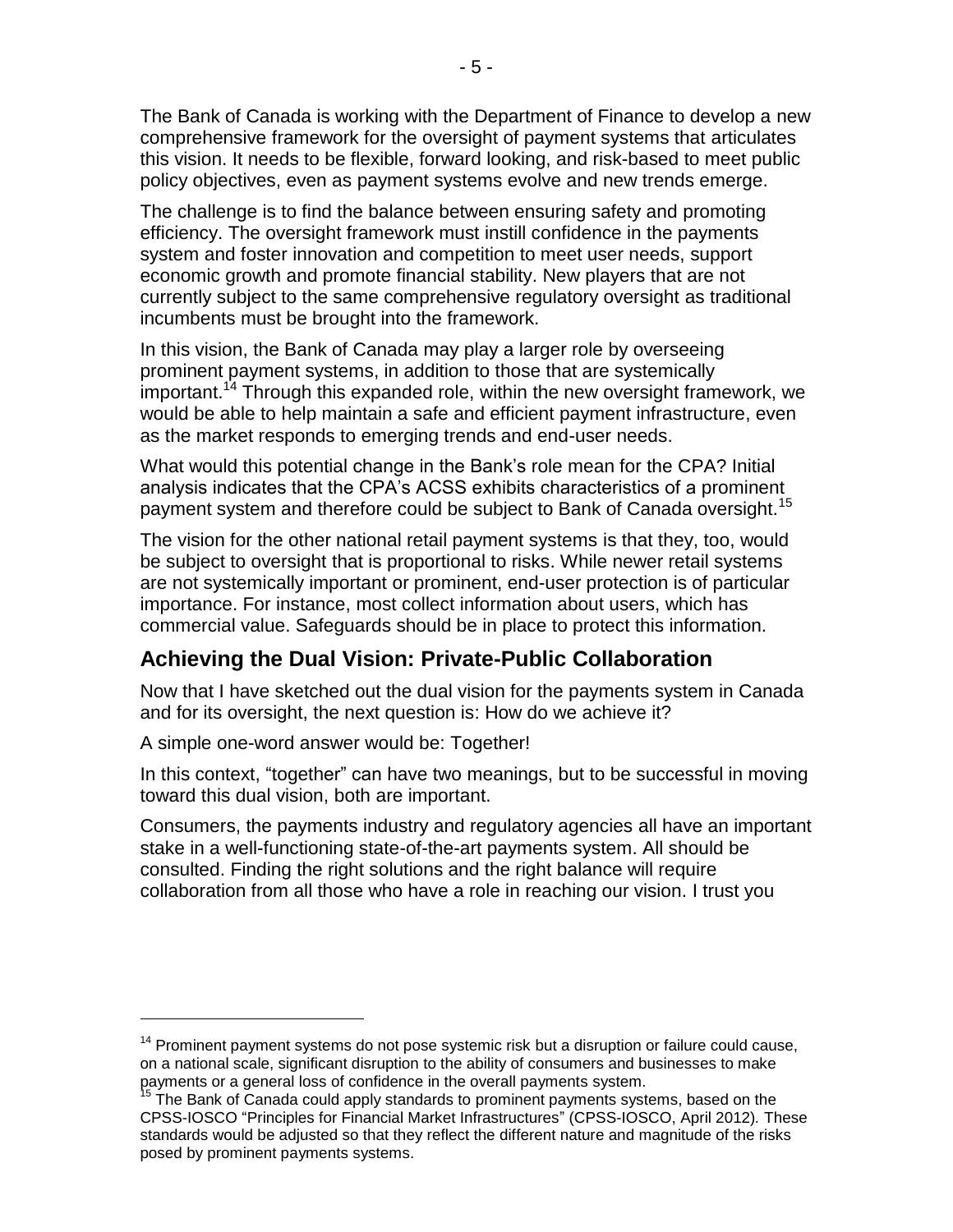The Bank of Canada is working with the Department of Finance to develop a new comprehensive framework for the oversight of payment systems that articulates this vision. It needs to be flexible, forward looking, and risk-based to meet public policy objectives, even as payment systems evolve and new trends emerge.

The challenge is to find the balance between ensuring safety and promoting efficiency. The oversight framework must instill confidence in the payments system and foster innovation and competition to meet user needs, support economic growth and promote financial stability. New players that are not currently subject to the same comprehensive regulatory oversight as traditional incumbents must be brought into the framework.

In this vision, the Bank of Canada may play a larger role by overseeing prominent payment systems, in addition to those that are systemically important.[14] Through this expanded role, within the new oversight framework, we would be able to help maintain a safe and efficient payment infrastructure, even as the market responds to emerging trends and end-user needs.

What would this potential change in the Bank's role mean for the CPA? Initial analysis indicates that the CPA's ACSS exhibits characteristics of a prominent payment system and therefore could be subject to Bank of Canada oversight.[15]

The vision for the other national retail payment systems is that they, too, would be subject to oversight that is proportional to risks. While newer retail systems are not systemically important or prominent, end-user protection is of particular importance. For instance, most collect information about users, which has commercial value. Safeguards should be in place to protect this information.

## Achieving the Dual Vision: Private-Public Collaboration

Now that I have sketched out the dual vision for the payments system in Canada and for its oversight, the next question is: How do we achieve it?

A simple one-word answer would be: Together!

In this context, "together" can have two meanings, but to be successful in moving toward this dual vision, both are important.

Consumers, the payments industry and regulatory agencies all have an important stake in a well-functioning state-of-the-art payments system. All should be consulted. Finding the right solutions and the right balance will require collaboration from all those who have a role in reaching our vision. I trust you

---

[14] Prominent payment systems do not pose systemic risk but a disruption or failure could cause, on a national scale, significant disruption to the ability of consumers and businesses to make payments or a general loss of confidence in the overall payments system.

[15] The Bank of Canada could apply standards to prominent payments systems, based on the CPSS-IOSCO "Principles for Financial Market Infrastructures" (CPSS-IOSCO, April 2012). These standards would be adjusted so that they reflect the different nature and magnitude of the risks posed by prominent payments systems.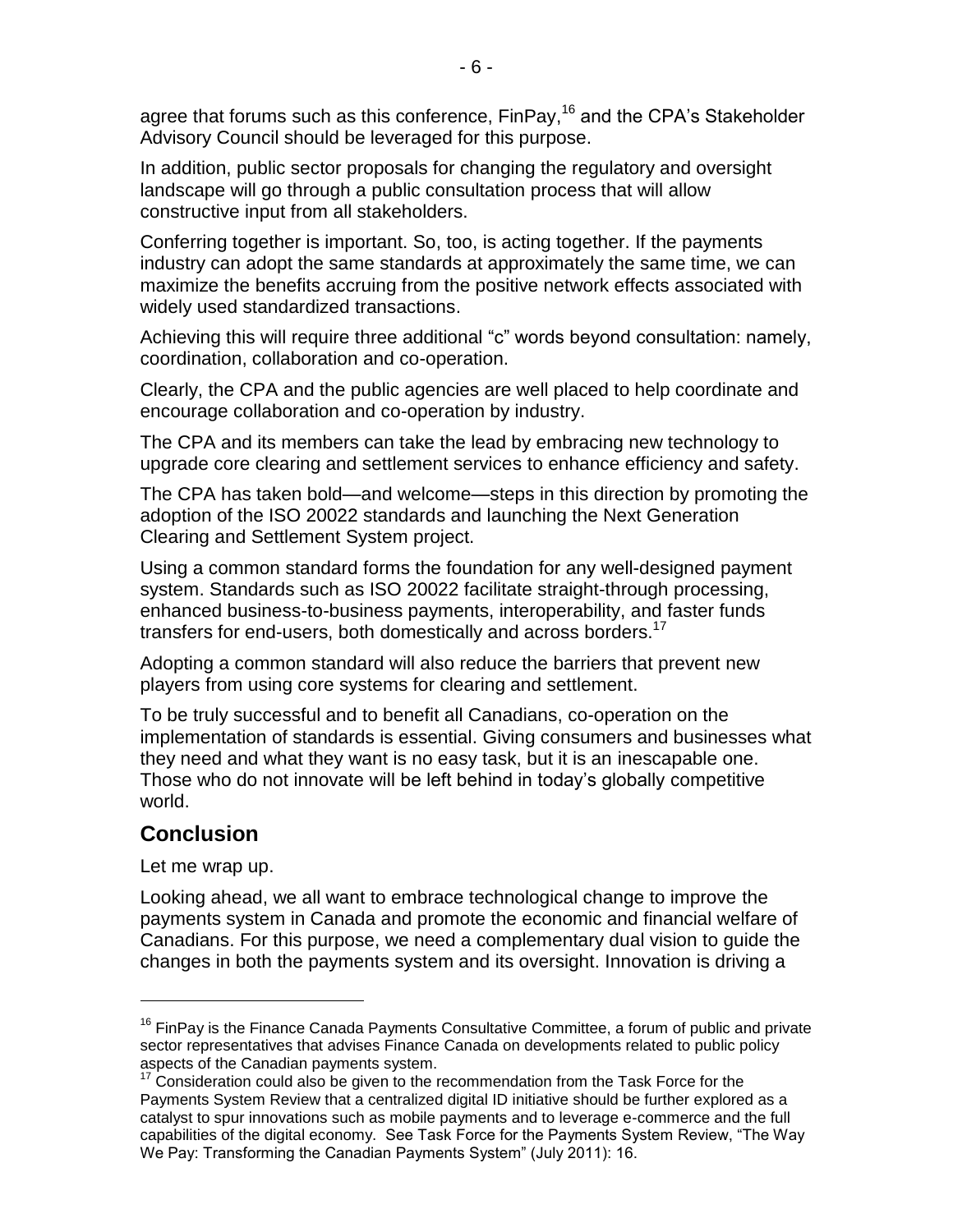agree that forums such as this conference, FinPay,[16] and the CPA's Stakeholder Advisory Council should be leveraged for this purpose.

In addition, public sector proposals for changing the regulatory and oversight landscape will go through a public consultation process that will allow constructive input from all stakeholders.

Conferring together is important. So, too, is acting together. If the payments industry can adopt the same standards at approximately the same time, we can maximize the benefits accruing from the positive network effects associated with widely used standardized transactions.

Achieving this will require three additional "c" words beyond consultation: namely, coordination, collaboration and co-operation.

Clearly, the CPA and the public agencies are well placed to help coordinate and encourage collaboration and co-operation by industry.

The CPA and its members can take the lead by embracing new technology to upgrade core clearing and settlement services to enhance efficiency and safety.

The CPA has taken bold—and welcome—steps in this direction by promoting the adoption of the ISO 20022 standards and launching the Next Generation Clearing and Settlement System project.

Using a common standard forms the foundation for any well-designed payment system. Standards such as ISO 20022 facilitate straight-through processing, enhanced business-to-business payments, interoperability, and faster funds transfers for end-users, both domestically and across borders.[17]

Adopting a common standard will also reduce the barriers that prevent new players from using core systems for clearing and settlement.

To be truly successful and to benefit all Canadians, co-operation on the implementation of standards is essential. Giving consumers and businesses what they need and what they want is no easy task, but it is an inescapable one. Those who do not innovate will be left behind in today's globally competitive world.

## Conclusion

Let me wrap up.

Looking ahead, we all want to embrace technological change to improve the payments system in Canada and promote the economic and financial welfare of Canadians. For this purpose, we need a complementary dual vision to guide the changes in both the payments system and its oversight. Innovation is driving a

---

[16] FinPay is the Finance Canada Payments Consultative Committee, a forum of public and private sector representatives that advises Finance Canada on developments related to public policy aspects of the Canadian payments system.

[17] Consideration could also be given to the recommendation from the Task Force for the Payments System Review that a centralized digital ID initiative should be further explored as a catalyst to spur innovations such as mobile payments and to leverage e-commerce and the full capabilities of the digital economy. See Task Force for the Payments System Review, "The Way We Pay: Transforming the Canadian Payments System" (July 2011): 16.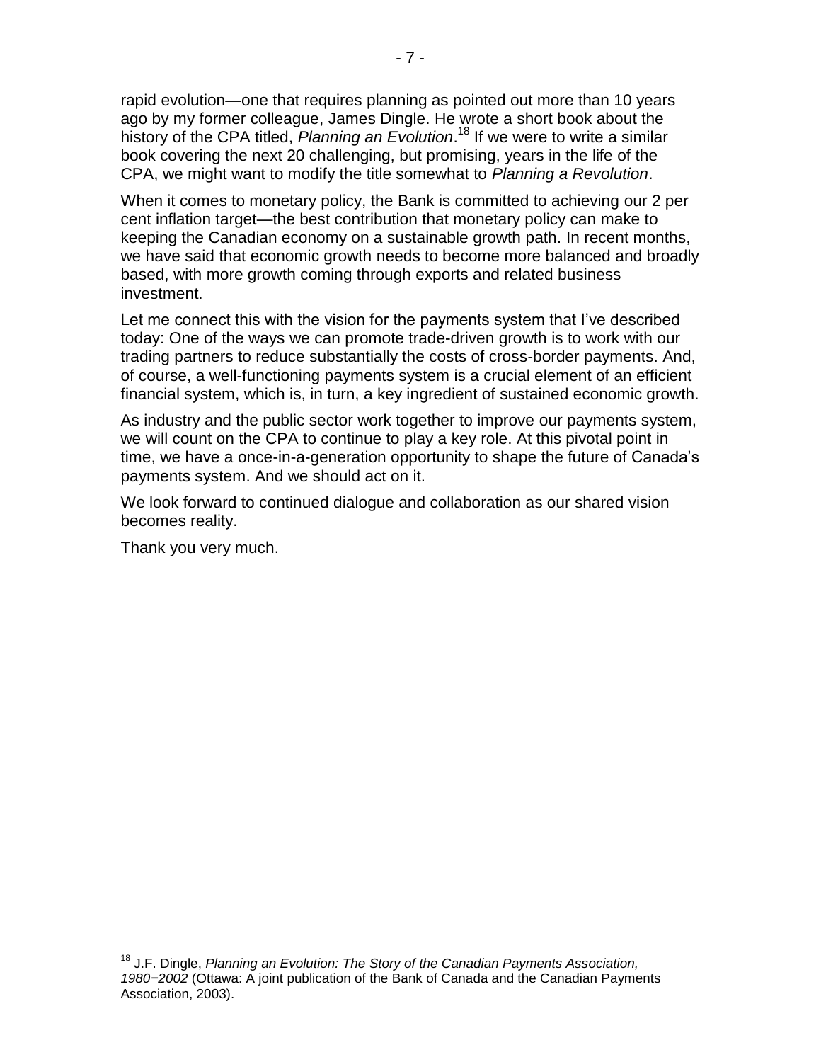rapid evolution—one that requires planning as pointed out more than 10 years ago by my former colleague, James Dingle. He wrote a short book about the history of the CPA titled, *Planning an Evolution*.[18] If we were to write a similar book covering the next 20 challenging, but promising, years in the life of the CPA, we might want to modify the title somewhat to *Planning a Revolution*.

When it comes to monetary policy, the Bank is committed to achieving our 2 per cent inflation target—the best contribution that monetary policy can make to keeping the Canadian economy on a sustainable growth path. In recent months, we have said that economic growth needs to become more balanced and broadly based, with more growth coming through exports and related business investment.

Let me connect this with the vision for the payments system that I've described today: One of the ways we can promote trade-driven growth is to work with our trading partners to reduce substantially the costs of cross-border payments. And, of course, a well-functioning payments system is a crucial element of an efficient financial system, which is, in turn, a key ingredient of sustained economic growth.

As industry and the public sector work together to improve our payments system, we will count on the CPA to continue to play a key role. At this pivotal point in time, we have a once-in-a-generation opportunity to shape the future of Canada's payments system. And we should act on it.

We look forward to continued dialogue and collaboration as our shared vision becomes reality.

Thank you very much.

---

[18] J.F. Dingle, *Planning an Evolution: The Story of the Canadian Payments Association, 1980−2002* (Ottawa: A joint publication of the Bank of Canada and the Canadian Payments Association, 2003).